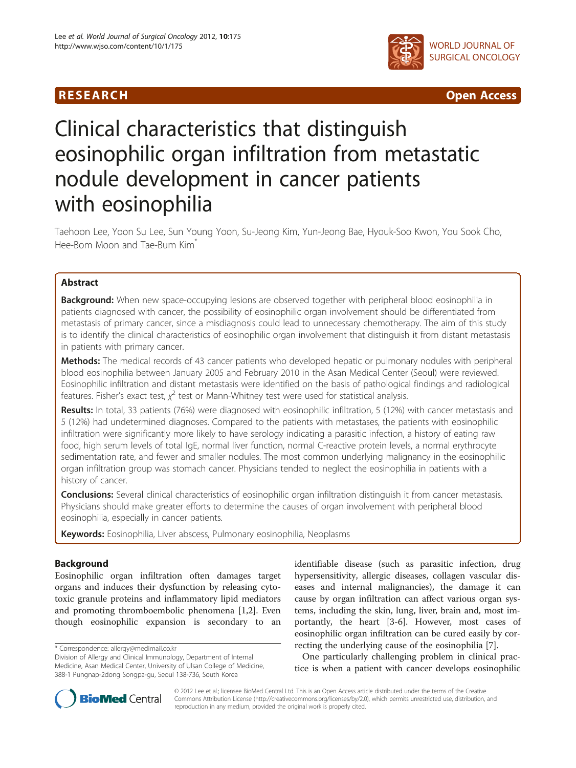**RESEARCH Open Access**

# Clinical characteristics that distinguish eosinophilic organ infiltration from metastatic nodule development in cancer patients with eosinophilia

Taehoon Lee, Yoon Su Lee, Sun Young Yoon, Su-Jeong Kim, Yun-Jeong Bae, Hyouk-Soo Kwon, You Sook Cho, Hee-Bom Moon and Tae-Bum Kim*

## Abstract

**Background:** When new space-occupying lesions are observed together with peripheral blood eosinophilia in patients diagnosed with cancer, the possibility of eosinophilic organ involvement should be differentiated from metastasis of primary cancer, since a misdiagnosis could lead to unnecessary chemotherapy. The aim of this study is to identify the clinical characteristics of eosinophilic organ involvement that distinguish it from distant metastasis in patients with primary cancer.

**Methods:** The medical records of 43 cancer patients who developed hepatic or pulmonary nodules with peripheral blood eosinophilia between January 2005 and February 2010 in the Asan Medical Center (Seoul) were reviewed. Eosinophilic infiltration and distant metastasis were identified on the basis of pathological findings and radiological features. Fisher's exact test, $\chi^2$ test or Mann-Whitney test were used for statistical analysis.

**Results:** In total, 33 patients (76%) were diagnosed with eosinophilic infiltration, 5 (12%) with cancer metastasis and 5 (12%) had undetermined diagnoses. Compared to the patients with metastases, the patients with eosinophilic infiltration were significantly more likely to have serology indicating a parasitic infection, a history of eating raw food, high serum levels of total IgE, normal liver function, normal C-reactive protein levels, a normal erythrocyte sedimentation rate, and fewer and smaller nodules. The most common underlying malignancy in the eosinophilic organ infiltration group was stomach cancer. Physicians tended to neglect the eosinophilia in patients with a history of cancer.

**Conclusions:** Several clinical characteristics of eosinophilic organ infiltration distinguish it from cancer metastasis. Physicians should make greater efforts to determine the causes of organ involvement with peripheral blood eosinophilia, especially in cancer patients.

**Keywords:** Eosinophilia, Liver abscess, Pulmonary eosinophilia, Neoplasms

## Background

Eosinophilic organ infiltration often damages target organs and induces their dysfunction by releasing cytotoxic granule proteins and inflammatory lipid mediators and promoting thromboembolic phenomena [1,2]. Even though eosinophilic expansion is secondary to an identifiable disease (such as parasitic infection, drug hypersensitivity, allergic diseases, collagen vascular diseases and internal malignancies), the damage it can cause by organ infiltration can affect various organ systems, including the skin, lung, liver, brain and, most importantly, the heart [3-6]. However, most cases of eosinophilic organ infiltration can be cured easily by correcting the underlying cause of the eosinophilia [7].

One particularly challenging problem in clinical practice is when a patient with cancer develops eosinophilic

* Correspondence: allergy@medimail.co.kr
Division of Allergy and Clinical Immunology, Department of Internal Medicine, Asan Medical Center, University of Ulsan College of Medicine, 388-1 Pungnap-2dong Songpa-gu, Seoul 138-736, South Korea

© 2012 Lee et al.; licensee BioMed Central Ltd. This is an Open Access article distributed under the terms of the Creative Commons Attribution License (http://creativecommons.org/licenses/by/2.0), which permits unrestricted use, distribution, and reproduction in any medium, provided the original work is properly cited.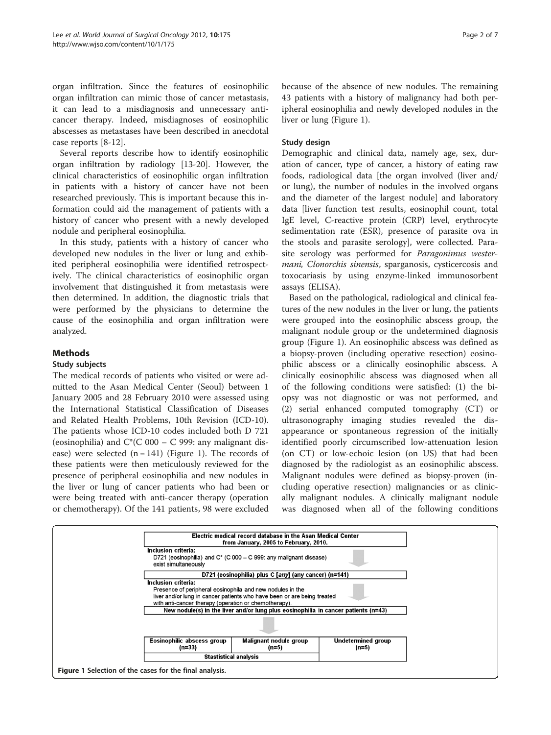organ infiltration. Since the features of eosinophilic organ infiltration can mimic those of cancer metastasis, it can lead to a misdiagnosis and unnecessary anticancer therapy. Indeed, misdiagnoses of eosinophilic abscesses as metastases have been described in anecdotal case reports [8-12].

Several reports describe how to identify eosinophilic organ infiltration by radiology [13-20]. However, the clinical characteristics of eosinophilic organ infiltration in patients with a history of cancer have not been researched previously. This is important because this information could aid the management of patients with a history of cancer who present with a newly developed nodule and peripheral eosinophilia.

In this study, patients with a history of cancer who developed new nodules in the liver or lung and exhibited peripheral eosinophilia were identified retrospectively. The clinical characteristics of eosinophilic organ involvement that distinguished it from metastasis were then determined. In addition, the diagnostic trials that were performed by the physicians to determine the cause of the eosinophilia and organ infiltration were analyzed.

## Methods

### Study subjects

The medical records of patients who visited or were admitted to the Asan Medical Center (Seoul) between 1 January 2005 and 28 February 2010 were assessed using the International Statistical Classification of Diseases and Related Health Problems, 10th Revision (ICD-10). The patients whose ICD-10 codes included both D 721 (eosinophilia) and C*(C 000 – C 999: any malignant disease) were selected (n = 141) (Figure 1). The records of these patients were then meticulously reviewed for the presence of peripheral eosinophilia and new nodules in the liver or lung of cancer patients who had been or were being treated with anti-cancer therapy (operation or chemotherapy). Of the 141 patients, 98 were excluded because of the absence of new nodules. The remaining 43 patients with a history of malignancy had both peripheral eosinophilia and newly developed nodules in the liver or lung (Figure 1).

### Study design

Demographic and clinical data, namely age, sex, duration of cancer, type of cancer, a history of eating raw foods, radiological data [the organ involved (liver and/or lung), the number of nodules in the involved organs and the diameter of the largest nodule] and laboratory data [liver function test results, eosinophil count, total IgE level, C-reactive protein (CRP) level, erythrocyte sedimentation rate (ESR), presence of parasite ova in the stools and parasite serology], were collected. Parasite serology was performed for *Paragonimus westermani, Clonorchis sinensis*, sparganosis, cysticercosis and toxocariasis by using enzyme-linked immunosorbent assays (ELISA).

Based on the pathological, radiological and clinical features of the new nodules in the liver or lung, the patients were grouped into the eosinophilic abscess group, the malignant nodule group or the undetermined diagnosis group (Figure 1). An eosinophilic abscess was defined as a biopsy-proven (including operative resection) eosinophilic abscess or a clinically eosinophilic abscess. A clinically eosinophilic abscess was diagnosed when all of the following conditions were satisfied: (1) the biopsy was not diagnostic or was not performed, and (2) serial enhanced computed tomography (CT) or ultrasonography imaging studies revealed the disappearance or spontaneous regression of the initially identified poorly circumscribed low-attenuation lesion (on CT) or low-echoic lesion (on US) that had been diagnosed by the radiologist as an eosinophilic abscess. Malignant nodules were defined as biopsy-proven (including operative resection) malignancies or as clinically malignant nodules. A clinically malignant nodule was diagnosed when all of the following conditions

| Electric medical record database in the Asan Medical Center from January, 2005 to February, 2010. | | |
|---|---|---|
| Inclusion criteria: D721 (eosinophilia) and C*(C 000 – C 999: any malignant disease) exist simultaneously | | |
| D721 (eosinophilia) plus C [*any*] (any cancer) (n=141) | | |
| Inclusion criteria: Presence of peripheral eosinophila and new nodules in the liver and/or lung in cancer patients who have been or are being treated with anti-cancer therapy (operation or chemotherapy). | | |
| New nodule(s) in the liver and/or lung plus eosinophilia in cancer patients (n=43) | | |
| Eosinophilic abscess group (n=33) | Malignant nodule group (n=5) | Undetermined group (n=5) |
| Stastistical analysis | | |

**Figure 1** Selection of the cases for the final analysis.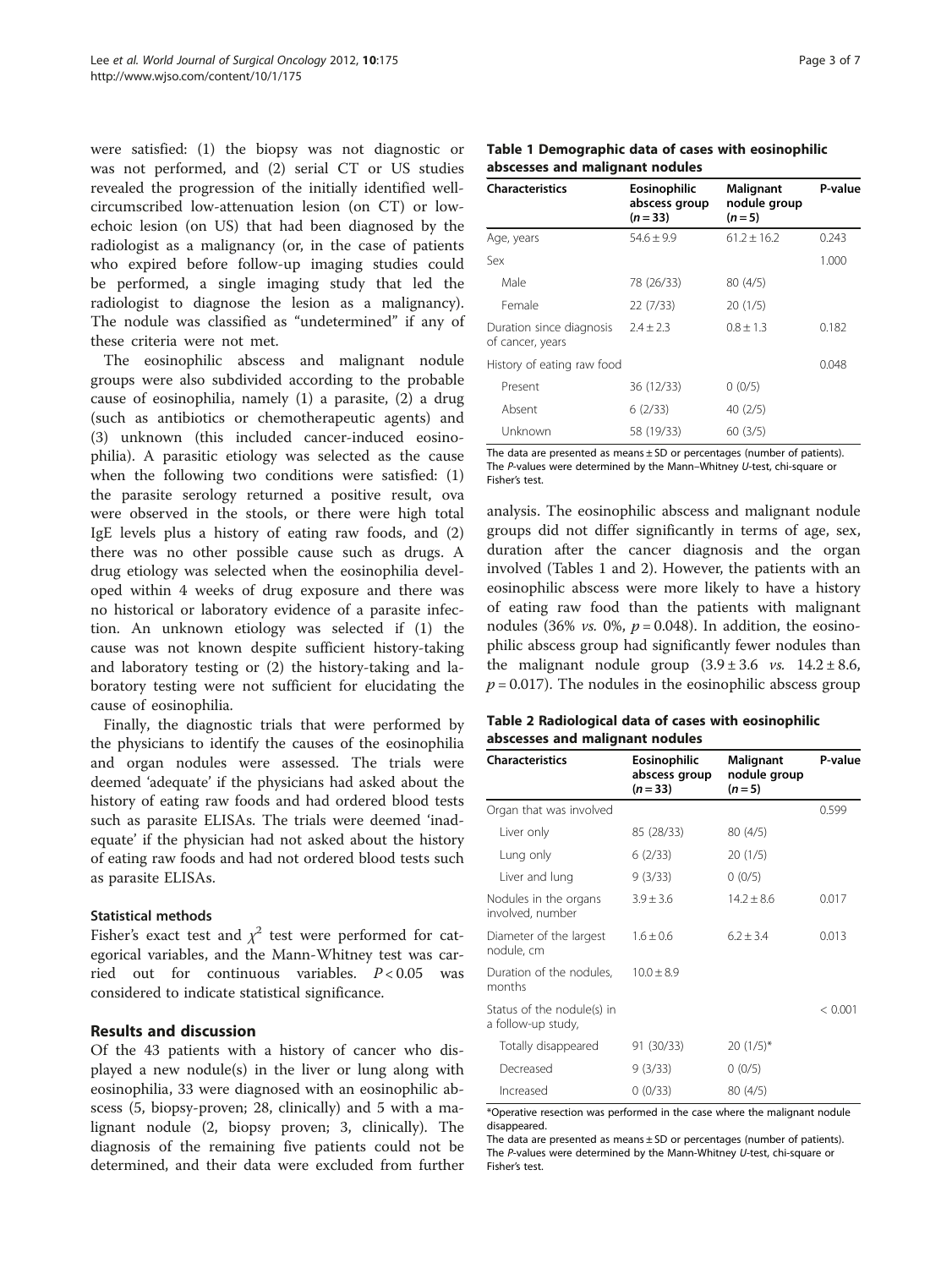were satisfied: (1) the biopsy was not diagnostic or was not performed, and (2) serial CT or US studies revealed the progression of the initially identified well-circumscribed low-attenuation lesion (on CT) or low-echoic lesion (on US) that had been diagnosed by the radiologist as a malignancy (or, in the case of patients who expired before follow-up imaging studies could be performed, a single imaging study that led the radiologist to diagnose the lesion as a malignancy). The nodule was classified as "undetermined" if any of these criteria were not met.

The eosinophilic abscess and malignant nodule groups were also subdivided according to the probable cause of eosinophilia, namely (1) a parasite, (2) a drug (such as antibiotics or chemotherapeutic agents) and (3) unknown (this included cancer-induced eosinophilia). A parasitic etiology was selected as the cause when the following two conditions were satisfied: (1) the parasite serology returned a positive result, ova were observed in the stools, or there were high total IgE levels plus a history of eating raw foods, and (2) there was no other possible cause such as drugs. A drug etiology was selected when the eosinophilia developed within 4 weeks of drug exposure and there was no historical or laboratory evidence of a parasite infection. An unknown etiology was selected if (1) the cause was not known despite sufficient history-taking and laboratory testing or (2) the history-taking and laboratory testing were not sufficient for elucidating the cause of eosinophilia.

Finally, the diagnostic trials that were performed by the physicians to identify the causes of the eosinophilia and organ nodules were assessed. The trials were deemed 'adequate' if the physicians had asked about the history of eating raw foods and had ordered blood tests such as parasite ELISAs. The trials were deemed 'inadequate' if the physician had not asked about the history of eating raw foods and had not ordered blood tests such as parasite ELISAs.

### Statistical methods

Fisher's exact test and $\chi^2$ test were performed for categorical variables, and the Mann-Whitney test was carried out for continuous variables. $P < 0.05$ was considered to indicate statistical significance.

## Results and discussion

Of the 43 patients with a history of cancer who displayed a new nodule(s) in the liver or lung along with eosinophilia, 33 were diagnosed with an eosinophilic abscess (5, biopsy-proven; 28, clinically) and 5 with a malignant nodule (2, biopsy proven; 3, clinically). The diagnosis of the remaining five patients could not be determined, and their data were excluded from further analysis. The eosinophilic abscess and malignant nodule groups did not differ significantly in terms of age, sex, duration after the cancer diagnosis and the organ involved (Tables 1 and 2). However, the patients with an eosinophilic abscess were more likely to have a history of eating raw food than the patients with malignant nodules (36% *vs.* 0%, $p = 0.048$). In addition, the eosinophilic abscess group had significantly fewer nodules than the malignant nodule group ($3.9 \pm 3.6$ *vs.* $14.2 \pm 8.6$, $p = 0.017$). The nodules in the eosinophilic abscess group

**Table 1 Demographic data of cases with eosinophilic abscesses and malignant nodules**

| Characteristics | Eosinophilic abscess group (n = 33) | Malignant nodule group (n = 5) | P-value |
|---|---|---|---|
| Age, years | 54.6 ± 9.9 | 61.2 ± 16.2 | 0.243 |
| Sex | | | 1.000 |
| Male | 78 (26/33) | 80 (4/5) | |
| Female | 22 (7/33) | 20 (1/5) | |
| Duration since diagnosis of cancer, years | 2.4 ± 2.3 | 0.8 ± 1.3 | 0.182 |
| History of eating raw food | | | 0.048 |
| Present | 36 (12/33) | 0 (0/5) | |
| Absent | 6 (2/33) | 40 (2/5) | |
| Unknown | 58 (19/33) | 60 (3/5) | |

The data are presented as means ± SD or percentages (number of patients). The *P*-values were determined by the Mann–Whitney *U*-test, chi-square or Fisher's test.

**Table 2 Radiological data of cases with eosinophilic abscesses and malignant nodules**

| Characteristics | Eosinophilic abscess group (n = 33) | Malignant nodule group (n = 5) | P-value |
|---|---|---|---|
| Organ that was involved | | | 0.599 |
| Liver only | 85 (28/33) | 80 (4/5) | |
| Lung only | 6 (2/33) | 20 (1/5) | |
| Liver and lung | 9 (3/33) | 0 (0/5) | |
| Nodules in the organs involved, number | 3.9 ± 3.6 | 14.2 ± 8.6 | 0.017 |
| Diameter of the largest nodule, cm | 1.6 ± 0.6 | 6.2 ± 3.4 | 0.013 |
| Duration of the nodules, months | 10.0 ± 8.9 | | |
| Status of the nodule(s) in a follow-up study, | | | < 0.001 |
| Totally disappeared | 91 (30/33) | 20 (1/5)* | |
| Decreased | 9 (3/33) | 0 (0/5) | |
| Increased | 0 (0/33) | 80 (4/5) | |

*Operative resection was performed in the case where the malignant nodule disappeared.

The data are presented as means ± SD or percentages (number of patients). The *P*-values were determined by the Mann-Whitney *U*-test, chi-square or Fisher's test.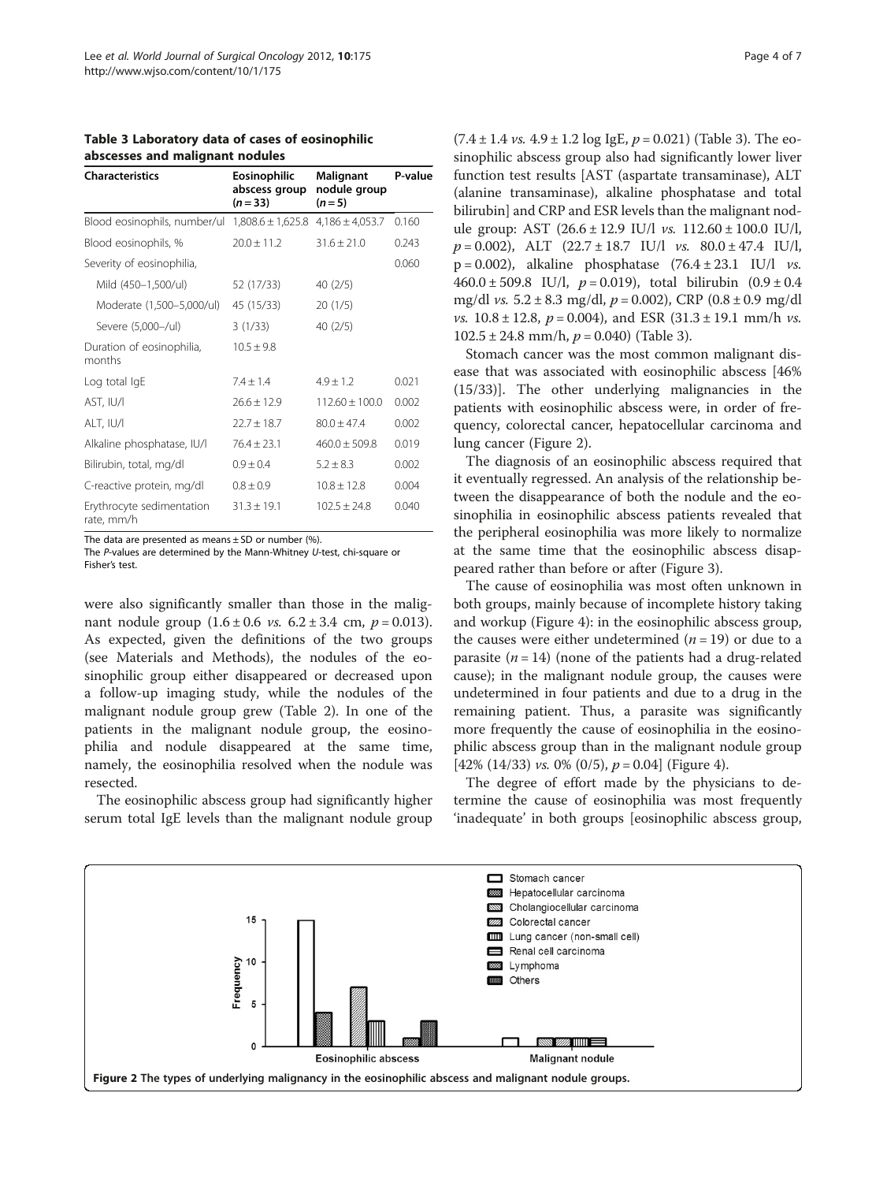**Table 3 Laboratory data of cases of eosinophilic abscesses and malignant nodules**

| Characteristics | Eosinophilic abscess group (n = 33) | Malignant nodule group (n = 5) | P-value |
|---|---|---|---|
| Blood eosinophils, number/ul | 1,808.6 ± 1,625.8 | 4,186 ± 4,053.7 | 0.160 |
| Blood eosinophils, % | 20.0 ± 11.2 | 31.6 ± 21.0 | 0.243 |
| Severity of eosinophilia, | | | 0.060 |
| Mild (450–1,500/ul) | 52 (17/33) | 40 (2/5) | |
| Moderate (1,500–5,000/ul) | 45 (15/33) | 20 (1/5) | |
| Severe (5,000–/ul) | 3 (1/33) | 40 (2/5) | |
| Duration of eosinophilia, months | 10.5 ± 9.8 | | |
| Log total IgE | 7.4 ± 1.4 | 4.9 ± 1.2 | 0.021 |
| AST, IU/l | 26.6 ± 12.9 | 112.60 ± 100.0 | 0.002 |
| ALT, IU/l | 22.7 ± 18.7 | 80.0 ± 47.4 | 0.002 |
| Alkaline phosphatase, IU/l | 76.4 ± 23.1 | 460.0 ± 509.8 | 0.019 |
| Bilirubin, total, mg/dl | 0.9 ± 0.4 | 5.2 ± 8.3 | 0.002 |
| C-reactive protein, mg/dl | 0.8 ± 0.9 | 10.8 ± 12.8 | 0.004 |
| Erythrocyte sedimentation rate, mm/h | 31.3 ± 19.1 | 102.5 ± 24.8 | 0.040 |

The data are presented as means ± SD or number (%).
The P-values are determined by the Mann-Whitney U-test, chi-square or Fisher's test.

were also significantly smaller than those in the malignant nodule group (1.6 ± 0.6 *vs.* 6.2 ± 3.4 cm, $p = 0.013$). As expected, given the definitions of the two groups (see Materials and Methods), the nodules of the eosinophilic group either disappeared or decreased upon a follow-up imaging study, while the nodules of the malignant nodule group grew (Table 2). In one of the patients in the malignant nodule group, the eosinophilia and nodule disappeared at the same time, namely, the eosinophilia resolved when the nodule was resected.

The eosinophilic abscess group had significantly higher serum total IgE levels than the malignant nodule group (7.4 ± 1.4 *vs.* 4.9 ± 1.2 log IgE, $p = 0.021$) (Table 3). The eosinophilic abscess group also had significantly lower liver function test results [AST (aspartate transaminase), ALT (alanine transaminase), alkaline phosphatase and total bilirubin] and CRP and ESR levels than the malignant nodule group: AST (26.6 ± 12.9 IU/l *vs.* 112.60 ± 100.0 IU/l, $p = 0.002$), ALT (22.7 ± 18.7 IU/l *vs.* 80.0 ± 47.4 IU/l, $p = 0.002$), alkaline phosphatase (76.4 ± 23.1 IU/l *vs.* 460.0 ± 509.8 IU/l, $p = 0.019$), total bilirubin (0.9 ± 0.4 mg/dl *vs.* 5.2 ± 8.3 mg/dl, $p = 0.002$), CRP (0.8 ± 0.9 mg/dl *vs.* 10.8 ± 12.8, $p = 0.004$), and ESR (31.3 ± 19.1 mm/h *vs.* 102.5 ± 24.8 mm/h, $p = 0.040$) (Table 3).

Stomach cancer was the most common malignant disease that was associated with eosinophilic abscess [46% (15/33)]. The other underlying malignancies in the patients with eosinophilic abscess were, in order of frequency, colorectal cancer, hepatocellular carcinoma and lung cancer (Figure 2).

The diagnosis of an eosinophilic abscess required that it eventually regressed. An analysis of the relationship between the disappearance of both the nodule and the eosinophilia in eosinophilic abscess patients revealed that the peripheral eosinophilia was more likely to normalize at the same time that the eosinophilic abscess disappeared rather than before or after (Figure 3).

The cause of eosinophilia was most often unknown in both groups, mainly because of incomplete history taking and workup (Figure 4): in the eosinophilic abscess group, the causes were either undetermined ($n = 19$) or due to a parasite ($n = 14$) (none of the patients had a drug-related cause); in the malignant nodule group, the causes were undetermined in four patients and due to a drug in the remaining patient. Thus, a parasite was significantly more frequently the cause of eosinophilia in the eosinophilic abscess group than in the malignant nodule group [42% (14/33) *vs.* 0% (0/5), $p = 0.04$] (Figure 4).

The degree of effort made by the physicians to determine the cause of eosinophilia was most frequently 'inadequate' in both groups [eosinophilic abscess group,

**Figure 2** The types of underlying malignancy in the eosinophilic abscess and malignant nodule groups.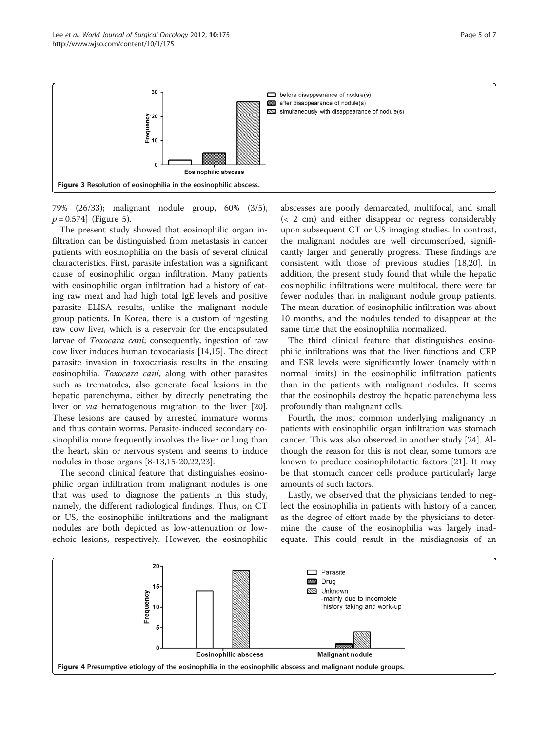Figure 3 Resolution of eosinophilia in the eosinophilic abscess.

79% (26/33); malignant nodule group, 60% (3/5), $p = 0.574$] (Figure 5).

The present study showed that eosinophilic organ infiltration can be distinguished from metastasis in cancer patients with eosinophilia on the basis of several clinical characteristics. First, parasite infestation was a significant cause of eosinophilic organ infiltration. Many patients with eosinophilic organ infiltration had a history of eating raw meat and had high total IgE levels and positive parasite ELISA results, unlike the malignant nodule group patients. In Korea, there is a custom of ingesting raw cow liver, which is a reservoir for the encapsulated larvae of *Toxocara cani*; consequently, ingestion of raw cow liver induces human toxocariasis [14,15]. The direct parasite invasion in toxocariasis results in the ensuing eosinophilia. *Toxocara cani*, along with other parasites such as trematodes, also generate focal lesions in the hepatic parenchyma, either by directly penetrating the liver or *via* hematogenous migration to the liver [20]. These lesions are caused by arrested immature worms and thus contain worms. Parasite-induced secondary eosinophilia more frequently involves the liver or lung than the heart, skin or nervous system and seems to induce nodules in those organs [8-13,15-20,22,23].

The second clinical feature that distinguishes eosinophilic organ infiltration from malignant nodules is one that was used to diagnose the patients in this study, namely, the different radiological findings. Thus, on CT or US, the eosinophilic infiltrations and the malignant nodules are both depicted as low-attenuation or low-echoic lesions, respectively. However, the eosinophilic abscesses are poorly demarcated, multifocal, and small (< 2 cm) and either disappear or regress considerably upon subsequent CT or US imaging studies. In contrast, the malignant nodules are well circumscribed, significantly larger and generally progress. These findings are consistent with those of previous studies [18,20]. In addition, the present study found that while the hepatic eosinophilic infiltrations were multifocal, there were far fewer nodules than in malignant nodule group patients. The mean duration of eosinophilic infiltration was about 10 months, and the nodules tended to disappear at the same time that the eosinophilia normalized.

The third clinical feature that distinguishes eosinophilic infiltrations was that the liver functions and CRP and ESR levels were significantly lower (namely within normal limits) in the eosinophilic infiltration patients than in the patients with malignant nodules. It seems that the eosinophils destroy the hepatic parenchyma less profoundly than malignant cells.

Fourth, the most common underlying malignancy in patients with eosinophilic organ infiltration was stomach cancer. This was also observed in another study [24]. Although the reason for this is not clear, some tumors are known to produce eosinophilotactic factors [21]. It may be that stomach cancer cells produce particularly large amounts of such factors.

Lastly, we observed that the physicians tended to neglect the eosinophilia in patients with history of a cancer, as the degree of effort made by the physicians to determine the cause of the eosinophilia was largely inadequate. This could result in the misdiagnosis of an

Figure 4 Presumptive etiology of the eosinophilia in the eosinophilic abscess and malignant nodule groups.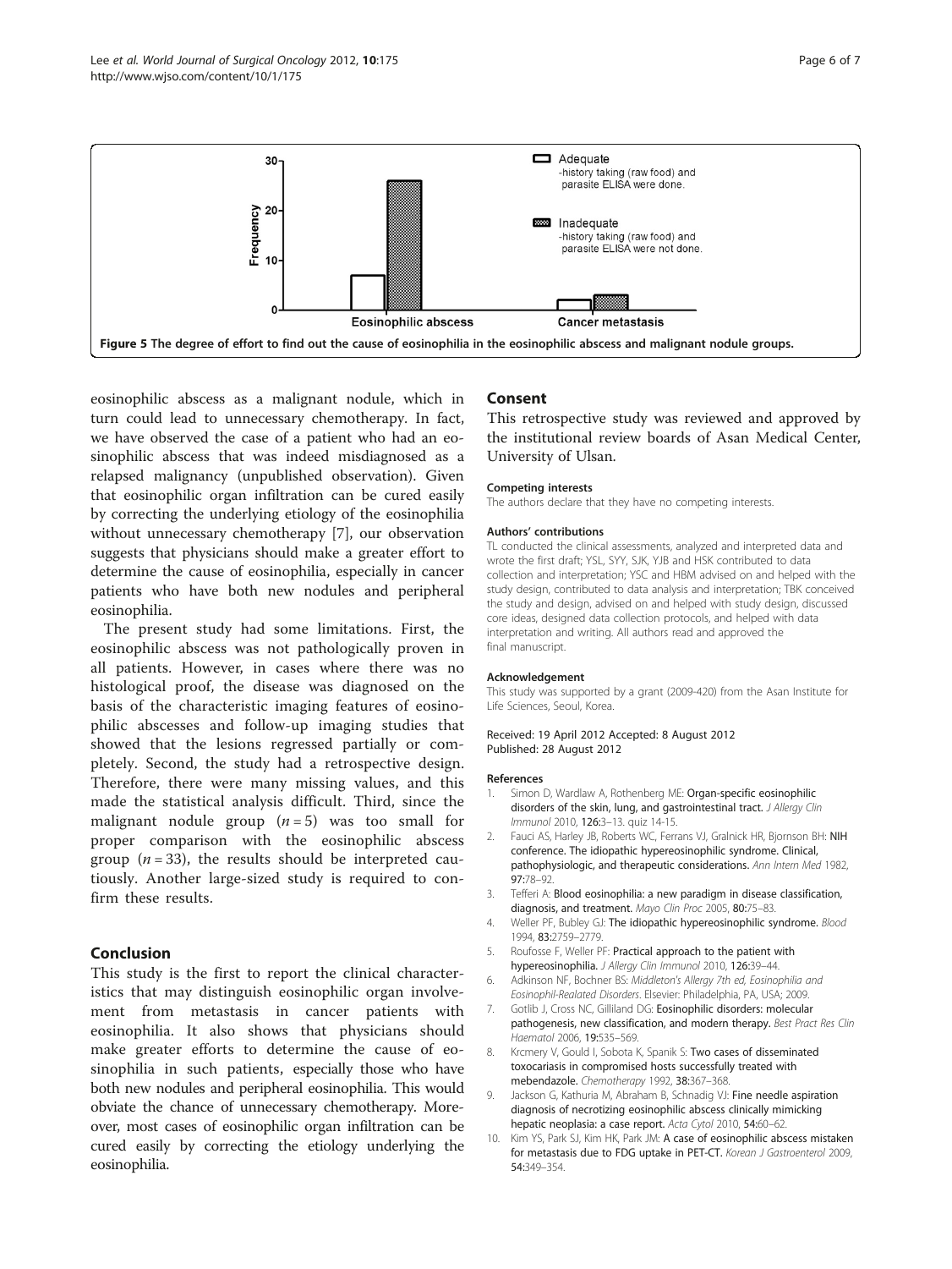30

20

Frequency

10

0

Eosinophilic abscess

Cancer metastasis

Adequate
-history taking (raw food) and parasite ELISA were done.

Inadequate
-history taking (raw food) and parasite ELISA were not done.

**Figure 5 The degree of effort to find out the cause of eosinophilia in the eosinophilic abscess and malignant nodule groups.**

eosinophilic abscess as a malignant nodule, which in turn could lead to unnecessary chemotherapy. In fact, we have observed the case of a patient who had an eosinophilic abscess that was indeed misdiagnosed as a relapsed malignancy (unpublished observation). Given that eosinophilic organ infiltration can be cured easily by correcting the underlying etiology of the eosinophilia without unnecessary chemotherapy [7], our observation suggests that physicians should make a greater effort to determine the cause of eosinophilia, especially in cancer patients who have both new nodules and peripheral eosinophilia.

The present study had some limitations. First, the eosinophilic abscess was not pathologically proven in all patients. However, in cases where there was no histological proof, the disease was diagnosed on the basis of the characteristic imaging features of eosinophilic abscesses and follow-up imaging studies that showed that the lesions regressed partially or completely. Second, the study had a retrospective design. Therefore, there were many missing values, and this made the statistical analysis difficult. Third, since the malignant nodule group ($n = 5$) was too small for proper comparison with the eosinophilic abscess group ($n = 33$), the results should be interpreted cautiously. Another large-sized study is required to confirm these results.

## Conclusion

This study is the first to report the clinical characteristics that may distinguish eosinophilic organ involvement from metastasis in cancer patients with eosinophilia. It also shows that physicians should make greater efforts to determine the cause of eosinophilia in such patients, especially those who have both new nodules and peripheral eosinophilia. This would obviate the chance of unnecessary chemotherapy. Moreover, most cases of eosinophilic organ infiltration can be cured easily by correcting the etiology underlying the eosinophilia.

## Consent

This retrospective study was reviewed and approved by the institutional review boards of Asan Medical Center, University of Ulsan.

#### Competing interests

The authors declare that they have no competing interests.

#### Authors' contributions

TL conducted the clinical assessments, analyzed and interpreted data and wrote the first draft; YSL, SYY, SJK, YJB and HSK contributed to data collection and interpretation; YSC and HBM advised on and helped with the study design, contributed to data analysis and interpretation; TBK conceived the study and design, advised on and helped with study design, discussed core ideas, designed data collection protocols, and helped with data interpretation and writing. All authors read and approved the final manuscript.

#### Acknowledgement

This study was supported by a grant (2009-420) from the Asan Institute for Life Sciences, Seoul, Korea.

Received: 19 April 2012 Accepted: 8 August 2012
Published: 28 August 2012

#### References

1. Simon D, Wardlaw A, Rothenberg ME: **Organ-specific eosinophilic disorders of the skin, lung, and gastrointestinal tract.** *J Allergy Clin Immunol* 2010, **126:**3–13. quiz 14-15.
2. Fauci AS, Harley JB, Roberts WC, Ferrans VJ, Gralnick HR, Bjornson BH: **NIH conference. The idiopathic hypereosinophilic syndrome. Clinical, pathophysiologic, and therapeutic considerations.** *Ann Intern Med* 1982, **97:**78–92.
3. Tefferi A: **Blood eosinophilia: a new paradigm in disease classification, diagnosis, and treatment.** *Mayo Clin Proc* 2005, **80:**75–83.
4. Weller PF, Bubley GJ: **The idiopathic hypereosinophilic syndrome.** *Blood* 1994, **83:**2759–2779.
5. Roufosse F, Weller PF: **Practical approach to the patient with hypereosinophilia.** *J Allergy Clin Immunol* 2010, **126:**39–44.
6. Adkinson NF, Bochner BS: *Middleton's Allergy 7th ed, Eosinophilia and Eosinophil-Realated Disorders*. Elsevier: Philadelphia, PA, USA; 2009.
7. Gotlib J, Cross NC, Gilliland DG: **Eosinophilic disorders: molecular pathogenesis, new classification, and modern therapy.** *Best Pract Res Clin Haematol* 2006, **19:**535–569.
8. Krcmery V, Gould I, Sobota K, Spanik S: **Two cases of disseminated toxocariasis in compromised hosts successfully treated with mebendazole.** *Chemotherapy* 1992, **38:**367–368.
9. Jackson G, Kathuria M, Abraham B, Schnadig VJ: **Fine needle aspiration diagnosis of necrotizing eosinophilic abscess clinically mimicking hepatic neoplasia: a case report.** *Acta Cytol* 2010, **54:**60–62.
10. Kim YS, Park SJ, Kim HK, Park JM: **A case of eosinophilic abscess mistaken for metastasis due to FDG uptake in PET-CT.** *Korean J Gastroenterol* 2009, **54:**349–354.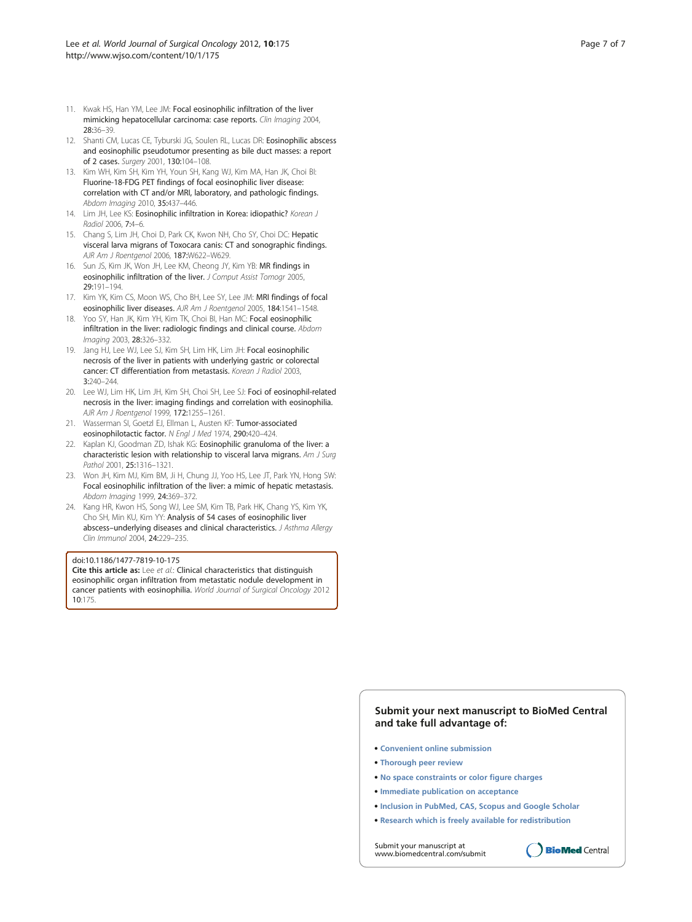11. Kwak HS, Han YM, Lee JM: **Focal eosinophilic infiltration of the liver mimicking hepatocellular carcinoma: case reports.** *Clin Imaging* 2004, **28**:36–39.
12. Shanti CM, Lucas CE, Tyburski JG, Soulen RL, Lucas DR: **Eosinophilic abscess and eosinophilic pseudotumor presenting as bile duct masses: a report of 2 cases.** *Surgery* 2001, **130**:104–108.
13. Kim WH, Kim SH, Kim YH, Youn SH, Kang WJ, Kim MA, Han JK, Choi BI: **Fluorine-18-FDG PET findings of focal eosinophilic liver disease: correlation with CT and/or MRI, laboratory, and pathologic findings.** *Abdom Imaging* 2010, **35**:437–446.
14. Lim JH, Lee KS: **Eosinophilic infiltration in Korea: idiopathic?** *Korean J Radiol* 2006, **7**:4–6.
15. Chang S, Lim JH, Choi D, Park CK, Kwon NH, Cho SY, Choi DC: **Hepatic visceral larva migrans of Toxocara canis: CT and sonographic findings.** *AJR Am J Roentgenol* 2006, **187**:W622–W629.
16. Sun JS, Kim JK, Won JH, Lee KM, Cheong JY, Kim YB: **MR findings in eosinophilic infiltration of the liver.** *J Comput Assist Tomogr* 2005, **29**:191–194.
17. Kim YK, Kim CS, Moon WS, Cho BH, Lee SY, Lee JM: **MRI findings of focal eosinophilic liver diseases.** *AJR Am J Roentgenol* 2005, **184**:1541–1548.
18. Yoo SY, Han JK, Kim YH, Kim TK, Choi BI, Han MC: **Focal eosinophilic infiltration in the liver: radiologic findings and clinical course.** *Abdom Imaging* 2003, **28**:326–332.
19. Jang HJ, Lee WJ, Lee SJ, Kim SH, Lim HK, Lim JH: **Focal eosinophilic necrosis of the liver in patients with underlying gastric or colorectal cancer: CT differentiation from metastasis.** *Korean J Radiol* 2003, **3**:240–244.
20. Lee WJ, Lim HK, Lim JH, Kim SH, Choi SH, Lee SJ: **Foci of eosinophil-related necrosis in the liver: imaging findings and correlation with eosinophilia.** *AJR Am J Roentgenol* 1999, **172**:1255–1261.
21. Wasserman SI, Goetzl EJ, Ellman L, Austen KF: **Tumor-associated eosinophilotactic factor.** *N Engl J Med* 1974, **290**:420–424.
22. Kaplan KJ, Goodman ZD, Ishak KG: **Eosinophilic granuloma of the liver: a characteristic lesion with relationship to visceral larva migrans.** *Am J Surg Pathol* 2001, **25**:1316–1321.
23. Won JH, Kim MJ, Kim BM, Ji H, Chung JJ, Yoo HS, Lee JT, Park YN, Hong SW: **Focal eosinophilic infiltration of the liver: a mimic of hepatic metastasis.** *Abdom Imaging* 1999, **24**:369–372.
24. Kang HR, Kwon HS, Song WJ, Lee SM, Kim TB, Park HK, Chang YS, Kim YK, Cho SH, Min KU, Kim YY: **Analysis of 54 cases of eosinophilic liver abscess–underlying diseases and clinical characteristics.** *J Asthma Allergy Clin Immunol* 2004, **24**:229–235.

doi:10.1186/1477-7819-10-175

**Cite this article as:** Lee *et al.*: Clinical characteristics that distinguish eosinophilic organ infiltration from metastatic nodule development in cancer patients with eosinophilia. *World Journal of Surgical Oncology* 2012 **10**:175.

**Submit your next manuscript to BioMed Central and take full advantage of:**

- **Convenient online submission**
- **Thorough peer review**
- **No space constraints or color figure charges**
- **Immediate publication on acceptance**
- **Inclusion in PubMed, CAS, Scopus and Google Scholar**
- **Research which is freely available for redistribution**

Submit your manuscript at
www.biomedcentral.com/submit